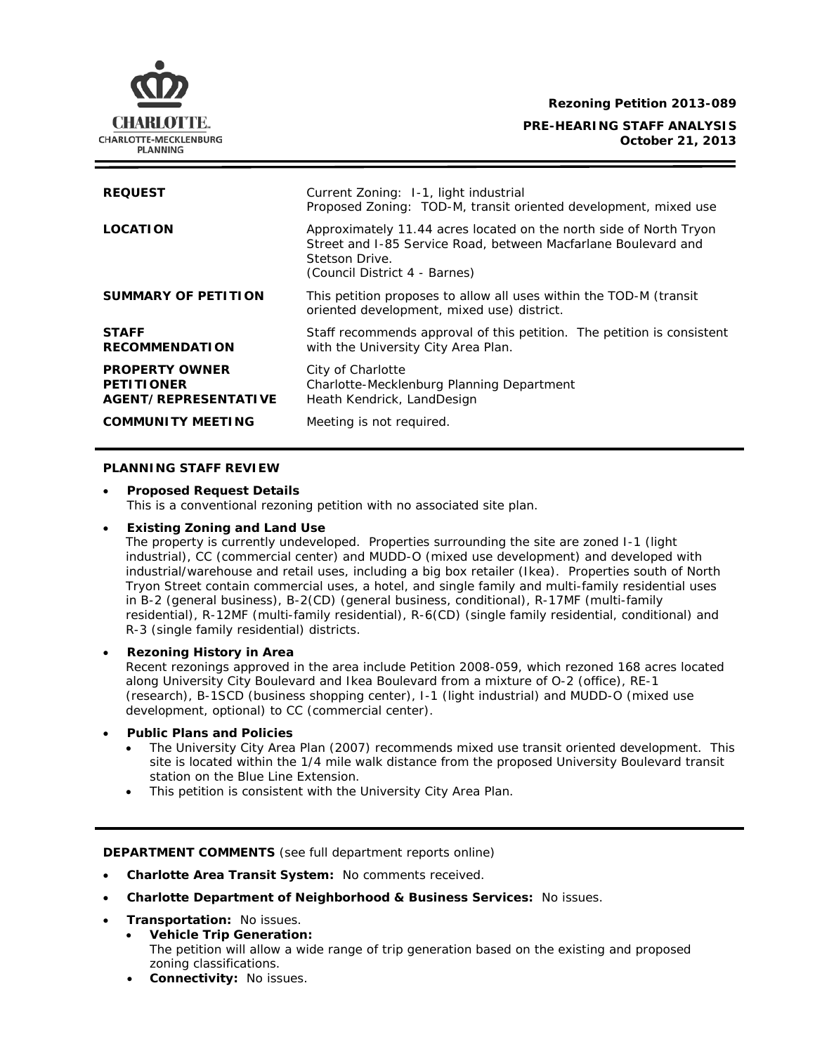**Rezoning Petition 2013-089**

**PRE-HEARING STAFF ANALYSIS**
**October 21, 2013**

| | |
|---|---|
| **REQUEST** | Current Zoning: I-1, light industrial<br>Proposed Zoning: TOD-M, transit oriented development, mixed use |
| **LOCATION** | Approximately 11.44 acres located on the north side of North Tryon Street and I-85 Service Road, between Macfarlane Boulevard and Stetson Drive.<br>(Council District 4 - Barnes) |
| **SUMMARY OF PETITION** | This petition proposes to allow all uses within the TOD-M (transit oriented development, mixed use) district. |
| **STAFF RECOMMENDATION** | Staff recommends approval of this petition. The petition is consistent with the University City Area Plan. |
| **PROPERTY OWNER**<br>**PETITIONER**<br>**AGENT/REPRESENTATIVE** | City of Charlotte<br>Charlotte-Mecklenburg Planning Department<br>Heath Kendrick, LandDesign |
| **COMMUNITY MEETING** | Meeting is not required. |

## PLANNING STAFF REVIEW

- **Proposed Request Details**
  This is a conventional rezoning petition with no associated site plan.

- **Existing Zoning and Land Use**
  The property is currently undeveloped. Properties surrounding the site are zoned I-1 (light industrial), CC (commercial center) and MUDD-O (mixed use development) and developed with industrial/warehouse and retail uses, including a big box retailer (Ikea). Properties south of North Tryon Street contain commercial uses, a hotel, and single family and multi-family residential uses in B-2 (general business), B-2(CD) (general business, conditional), R-17MF (multi-family residential), R-12MF (multi-family residential), R-6(CD) (single family residential, conditional) and R-3 (single family residential) districts.

- **Rezoning History in Area**
  Recent rezonings approved in the area include Petition 2008-059, which rezoned 168 acres located along University City Boulevard and Ikea Boulevard from a mixture of O-2 (office), RE-1 (research), B-1SCD (business shopping center), I-1 (light industrial) and MUDD-O (mixed use development, optional) to CC (commercial center).

- **Public Plans and Policies**
  - The University City Area Plan (2007) recommends mixed use transit oriented development. This site is located within the 1/4 mile walk distance from the proposed University Boulevard transit station on the Blue Line Extension.
  - This petition is consistent with the University City Area Plan.

---

**DEPARTMENT COMMENTS** (see full department reports online)

- **Charlotte Area Transit System:** No comments received.
- **Charlotte Department of Neighborhood & Business Services:** No issues.
- **Transportation:** No issues.
  - **Vehicle Trip Generation:**
    The petition will allow a wide range of trip generation based on the existing and proposed zoning classifications.
  - **Connectivity:** No issues.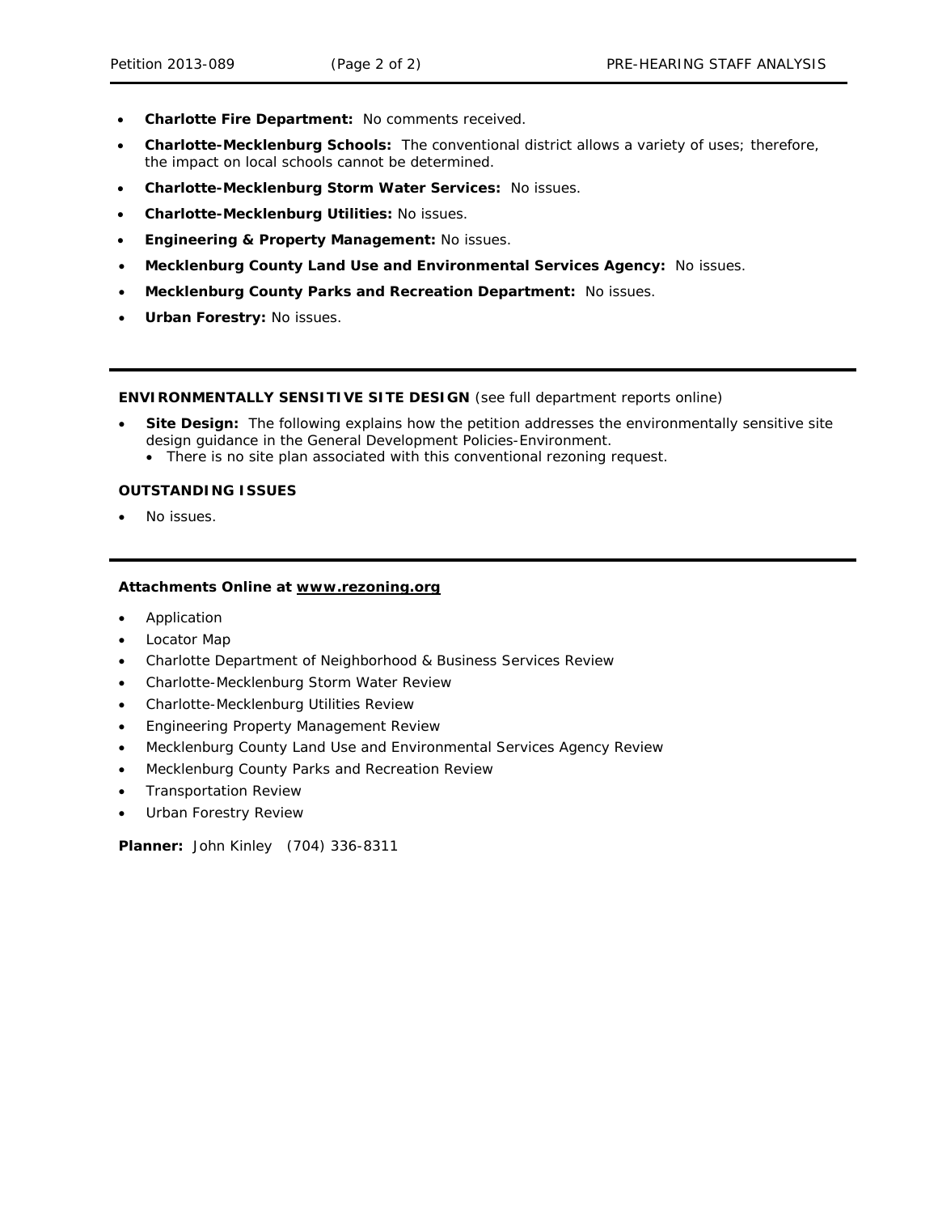- **Charlotte Fire Department:** No comments received.
- **Charlotte-Mecklenburg Schools:** The conventional district allows a variety of uses; therefore, the impact on local schools cannot be determined.
- **Charlotte-Mecklenburg Storm Water Services:** No issues.
- **Charlotte-Mecklenburg Utilities:** No issues.
- **Engineering & Property Management:** No issues.
- **Mecklenburg County Land Use and Environmental Services Agency:** No issues.
- **Mecklenburg County Parks and Recreation Department:** No issues.
- **Urban Forestry:** No issues.

---

**ENVIRONMENTALLY SENSITIVE SITE DESIGN** (see full department reports online)

- **Site Design:** The following explains how the petition addresses the environmentally sensitive site design guidance in the General Development Policies-Environment.
  - There is no site plan associated with this conventional rezoning request.

**OUTSTANDING ISSUES**

- No issues.

---

**Attachments Online at www.rezoning.org**

- Application
- Locator Map
- Charlotte Department of Neighborhood & Business Services Review
- Charlotte-Mecklenburg Storm Water Review
- Charlotte-Mecklenburg Utilities Review
- Engineering Property Management Review
- Mecklenburg County Land Use and Environmental Services Agency Review
- Mecklenburg County Parks and Recreation Review
- Transportation Review
- Urban Forestry Review

**Planner:** John Kinley (704) 336-8311